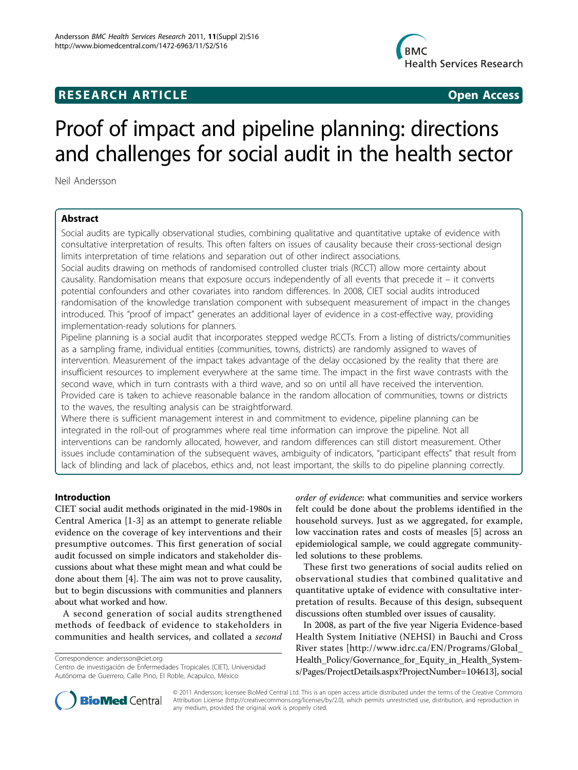RESEARCH ARTICLE

Open Access

# Proof of impact and pipeline planning: directions and challenges for social audit in the health sector

Neil Andersson

## Abstract

Social audits are typically observational studies, combining qualitative and quantitative uptake of evidence with consultative interpretation of results. This often falters on issues of causality because their cross-sectional design limits interpretation of time relations and separation out of other indirect associations.

Social audits drawing on methods of randomised controlled cluster trials (RCCT) allow more certainty about causality. Randomisation means that exposure occurs independently of all events that precede it – it converts potential confounders and other covariates into random differences. In 2008, CIET social audits introduced randomisation of the knowledge translation component with subsequent measurement of impact in the changes introduced. This "proof of impact" generates an additional layer of evidence in a cost-effective way, providing implementation-ready solutions for planners.

Pipeline planning is a social audit that incorporates stepped wedge RCCTs. From a listing of districts/communities as a sampling frame, individual entities (communities, towns, districts) are randomly assigned to waves of intervention. Measurement of the impact takes advantage of the delay occasioned by the reality that there are insufficient resources to implement everywhere at the same time. The impact in the first wave contrasts with the second wave, which in turn contrasts with a third wave, and so on until all have received the intervention. Provided care is taken to achieve reasonable balance in the random allocation of communities, towns or districts to the waves, the resulting analysis can be straightforward.

Where there is sufficient management interest in and commitment to evidence, pipeline planning can be integrated in the roll-out of programmes where real time information can improve the pipeline. Not all interventions can be randomly allocated, however, and random differences can still distort measurement. Other issues include contamination of the subsequent waves, ambiguity of indicators, "participant effects" that result from lack of blinding and lack of placebos, ethics and, not least important, the skills to do pipeline planning correctly.

## Introduction

CIET social audit methods originated in the mid-1980s in Central America [1-3] as an attempt to generate reliable evidence on the coverage of key interventions and their presumptive outcomes. This first generation of social audit focussed on simple indicators and stakeholder discussions about what these might mean and what could be done about them [4]. The aim was not to prove causality, but to begin discussions with communities and planners about what worked and how.

A second generation of social audits strengthened methods of feedback of evidence to stakeholders in communities and health services, and collated a *second order of evidence*: what communities and service workers felt could be done about the problems identified in the household surveys. Just as we aggregated, for example, low vaccination rates and costs of measles [5] across an epidemiological sample, we could aggregate community-led solutions to these problems.

These first two generations of social audits relied on observational studies that combined qualitative and quantitative uptake of evidence with consultative interpretation of results. Because of this design, subsequent discussions often stumbled over issues of causality.

In 2008, as part of the five year Nigeria Evidence-based Health System Initiative (NEHSI) in Bauchi and Cross River states [http://www.idrc.ca/EN/Programs/Global_Health_Policy/Governance_for_Equity_in_Health_Systems/Pages/ProjectDetails.aspx?ProjectNumber=104613], social

Correspondence: andersson@ciet.org
Centro de investigación de Enfermedades Tropicales (CIET), Universidad Autónoma de Guerrero, Calle Pino, El Roble, Acapulco, México

© 2011 Andersson; licensee BioMed Central Ltd. This is an open access article distributed under the terms of the Creative Commons Attribution License (http://creativecommons.org/licenses/by/2.0), which permits unrestricted use, distribution, and reproduction in any medium, provided the original work is properly cited.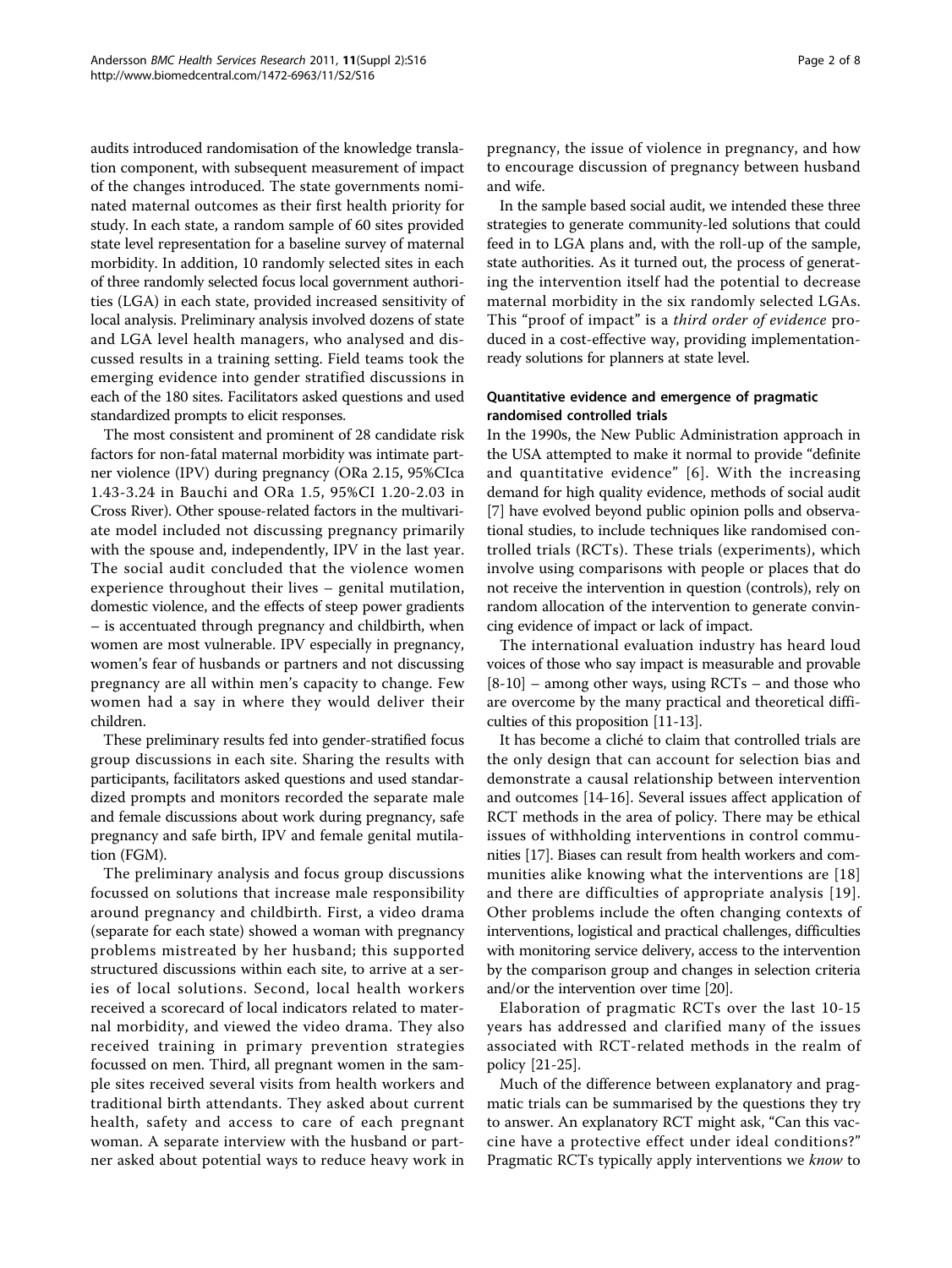audits introduced randomisation of the knowledge translation component, with subsequent measurement of impact of the changes introduced. The state governments nominated maternal outcomes as their first health priority for study. In each state, a random sample of 60 sites provided state level representation for a baseline survey of maternal morbidity. In addition, 10 randomly selected sites in each of three randomly selected focus local government authorities (LGA) in each state, provided increased sensitivity of local analysis. Preliminary analysis involved dozens of state and LGA level health managers, who analysed and discussed results in a training setting. Field teams took the emerging evidence into gender stratified discussions in each of the 180 sites. Facilitators asked questions and used standardized prompts to elicit responses.

The most consistent and prominent of 28 candidate risk factors for non-fatal maternal morbidity was intimate partner violence (IPV) during pregnancy (ORa 2.15, 95%CIca 1.43-3.24 in Bauchi and ORa 1.5, 95%CI 1.20-2.03 in Cross River). Other spouse-related factors in the multivariate model included not discussing pregnancy primarily with the spouse and, independently, IPV in the last year. The social audit concluded that the violence women experience throughout their lives – genital mutilation, domestic violence, and the effects of steep power gradients – is accentuated through pregnancy and childbirth, when women are most vulnerable. IPV especially in pregnancy, women's fear of husbands or partners and not discussing pregnancy are all within men's capacity to change. Few women had a say in where they would deliver their children.

These preliminary results fed into gender-stratified focus group discussions in each site. Sharing the results with participants, facilitators asked questions and used standardized prompts and monitors recorded the separate male and female discussions about work during pregnancy, safe pregnancy and safe birth, IPV and female genital mutilation (FGM).

The preliminary analysis and focus group discussions focussed on solutions that increase male responsibility around pregnancy and childbirth. First, a video drama (separate for each state) showed a woman with pregnancy problems mistreated by her husband; this supported structured discussions within each site, to arrive at a series of local solutions. Second, local health workers received a scorecard of local indicators related to maternal morbidity, and viewed the video drama. They also received training in primary prevention strategies focussed on men. Third, all pregnant women in the sample sites received several visits from health workers and traditional birth attendants. They asked about current health, safety and access to care of each pregnant woman. A separate interview with the husband or partner asked about potential ways to reduce heavy work in pregnancy, the issue of violence in pregnancy, and how to encourage discussion of pregnancy between husband and wife.

In the sample based social audit, we intended these three strategies to generate community-led solutions that could feed in to LGA plans and, with the roll-up of the sample, state authorities. As it turned out, the process of generating the intervention itself had the potential to decrease maternal morbidity in the six randomly selected LGAs. This "proof of impact" is a *third order of evidence* produced in a cost-effective way, providing implementation-ready solutions for planners at state level.

### Quantitative evidence and emergence of pragmatic randomised controlled trials

In the 1990s, the New Public Administration approach in the USA attempted to make it normal to provide "definite and quantitative evidence" [6]. With the increasing demand for high quality evidence, methods of social audit [7] have evolved beyond public opinion polls and observational studies, to include techniques like randomised controlled trials (RCTs). These trials (experiments), which involve using comparisons with people or places that do not receive the intervention in question (controls), rely on random allocation of the intervention to generate convincing evidence of impact or lack of impact.

The international evaluation industry has heard loud voices of those who say impact is measurable and provable [8-10] – among other ways, using RCTs – and those who are overcome by the many practical and theoretical difficulties of this proposition [11-13].

It has become a cliché to claim that controlled trials are the only design that can account for selection bias and demonstrate a causal relationship between intervention and outcomes [14-16]. Several issues affect application of RCT methods in the area of policy. There may be ethical issues of withholding interventions in control communities [17]. Biases can result from health workers and communities alike knowing what the interventions are [18] and there are difficulties of appropriate analysis [19]. Other problems include the often changing contexts of interventions, logistical and practical challenges, difficulties with monitoring service delivery, access to the intervention by the comparison group and changes in selection criteria and/or the intervention over time [20].

Elaboration of pragmatic RCTs over the last 10-15 years has addressed and clarified many of the issues associated with RCT-related methods in the realm of policy [21-25].

Much of the difference between explanatory and pragmatic trials can be summarised by the questions they try to answer. An explanatory RCT might ask, "Can this vaccine have a protective effect under ideal conditions?" Pragmatic RCTs typically apply interventions we *know* to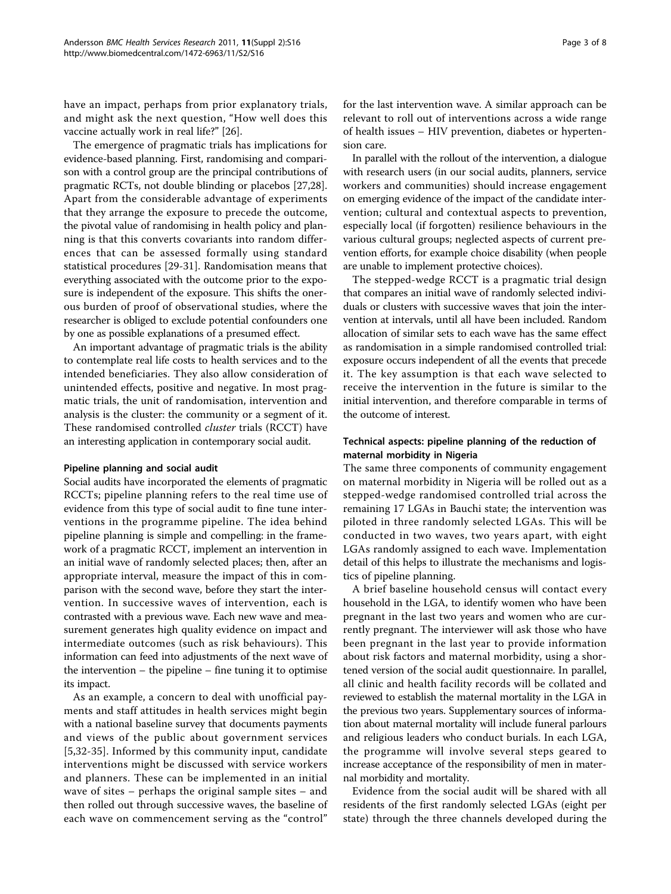have an impact, perhaps from prior explanatory trials, and might ask the next question, "How well does this vaccine actually work in real life?" [26].

The emergence of pragmatic trials has implications for evidence-based planning. First, randomising and comparison with a control group are the principal contributions of pragmatic RCTs, not double blinding or placebos [27,28]. Apart from the considerable advantage of experiments that they arrange the exposure to precede the outcome, the pivotal value of randomising in health policy and planning is that this converts covariants into random differences that can be assessed formally using standard statistical procedures [29-31]. Randomisation means that everything associated with the outcome prior to the exposure is independent of the exposure. This shifts the onerous burden of proof of observational studies, where the researcher is obliged to exclude potential confounders one by one as possible explanations of a presumed effect.

An important advantage of pragmatic trials is the ability to contemplate real life costs to health services and to the intended beneficiaries. They also allow consideration of unintended effects, positive and negative. In most pragmatic trials, the unit of randomisation, intervention and analysis is the cluster: the community or a segment of it. These randomised controlled *cluster* trials (RCCT) have an interesting application in contemporary social audit.

#### Pipeline planning and social audit

Social audits have incorporated the elements of pragmatic RCCTs; pipeline planning refers to the real time use of evidence from this type of social audit to fine tune interventions in the programme pipeline. The idea behind pipeline planning is simple and compelling: in the framework of a pragmatic RCCT, implement an intervention in an initial wave of randomly selected places; then, after an appropriate interval, measure the impact of this in comparison with the second wave, before they start the intervention. In successive waves of intervention, each is contrasted with a previous wave. Each new wave and measurement generates high quality evidence on impact and intermediate outcomes (such as risk behaviours). This information can feed into adjustments of the next wave of the intervention – the pipeline – fine tuning it to optimise its impact.

As an example, a concern to deal with unofficial payments and staff attitudes in health services might begin with a national baseline survey that documents payments and views of the public about government services [5,32-35]. Informed by this community input, candidate interventions might be discussed with service workers and planners. These can be implemented in an initial wave of sites – perhaps the original sample sites – and then rolled out through successive waves, the baseline of each wave on commencement serving as the "control" for the last intervention wave. A similar approach can be relevant to roll out of interventions across a wide range of health issues – HIV prevention, diabetes or hypertension care.

In parallel with the rollout of the intervention, a dialogue with research users (in our social audits, planners, service workers and communities) should increase engagement on emerging evidence of the impact of the candidate intervention; cultural and contextual aspects to prevention, especially local (if forgotten) resilience behaviours in the various cultural groups; neglected aspects of current prevention efforts, for example choice disability (when people are unable to implement protective choices).

The stepped-wedge RCCT is a pragmatic trial design that compares an initial wave of randomly selected individuals or clusters with successive waves that join the intervention at intervals, until all have been included. Random allocation of similar sets to each wave has the same effect as randomisation in a simple randomised controlled trial: exposure occurs independent of all the events that precede it. The key assumption is that each wave selected to receive the intervention in the future is similar to the initial intervention, and therefore comparable in terms of the outcome of interest.

#### Technical aspects: pipeline planning of the reduction of maternal morbidity in Nigeria

The same three components of community engagement on maternal morbidity in Nigeria will be rolled out as a stepped-wedge randomised controlled trial across the remaining 17 LGAs in Bauchi state; the intervention was piloted in three randomly selected LGAs. This will be conducted in two waves, two years apart, with eight LGAs randomly assigned to each wave. Implementation detail of this helps to illustrate the mechanisms and logistics of pipeline planning.

A brief baseline household census will contact every household in the LGA, to identify women who have been pregnant in the last two years and women who are currently pregnant. The interviewer will ask those who have been pregnant in the last year to provide information about risk factors and maternal morbidity, using a shortened version of the social audit questionnaire. In parallel, all clinic and health facility records will be collated and reviewed to establish the maternal mortality in the LGA in the previous two years. Supplementary sources of information about maternal mortality will include funeral parlours and religious leaders who conduct burials. In each LGA, the programme will involve several steps geared to increase acceptance of the responsibility of men in maternal morbidity and mortality.

Evidence from the social audit will be shared with all residents of the first randomly selected LGAs (eight per state) through the three channels developed during the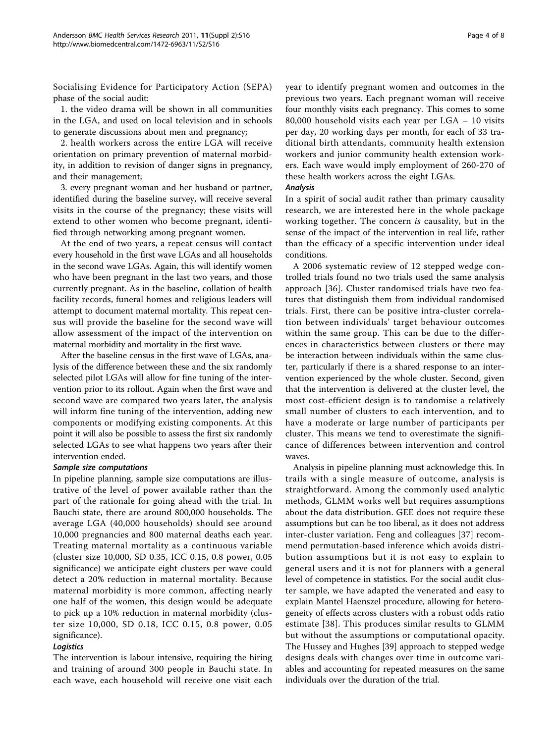Socialising Evidence for Participatory Action (SEPA) phase of the social audit:

1. the video drama will be shown in all communities in the LGA, and used on local television and in schools to generate discussions about men and pregnancy;

2. health workers across the entire LGA will receive orientation on primary prevention of maternal morbidity, in addition to revision of danger signs in pregnancy, and their management;

3. every pregnant woman and her husband or partner, identified during the baseline survey, will receive several visits in the course of the pregnancy; these visits will extend to other women who become pregnant, identified through networking among pregnant women.

At the end of two years, a repeat census will contact every household in the first wave LGAs and all households in the second wave LGAs. Again, this will identify women who have been pregnant in the last two years, and those currently pregnant. As in the baseline, collation of health facility records, funeral homes and religious leaders will attempt to document maternal mortality. This repeat census will provide the baseline for the second wave will allow assessment of the impact of the intervention on maternal morbidity and mortality in the first wave.

After the baseline census in the first wave of LGAs, analysis of the difference between these and the six randomly selected pilot LGAs will allow for fine tuning of the intervention prior to its rollout. Again when the first wave and second wave are compared two years later, the analysis will inform fine tuning of the intervention, adding new components or modifying existing components. At this point it will also be possible to assess the first six randomly selected LGAs to see what happens two years after their intervention ended.

#### Sample size computations

In pipeline planning, sample size computations are illustrative of the level of power available rather than the part of the rationale for going ahead with the trial. In Bauchi state, there are around 800,000 households. The average LGA (40,000 households) should see around 10,000 pregnancies and 800 maternal deaths each year. Treating maternal mortality as a continuous variable (cluster size 10,000, SD 0.35, ICC 0.15, 0.8 power, 0.05 significance) we anticipate eight clusters per wave could detect a 20% reduction in maternal mortality. Because maternal morbidity is more common, affecting nearly one half of the women, this design would be adequate to pick up a 10% reduction in maternal morbidity (cluster size 10,000, SD 0.18, ICC 0.15, 0.8 power, 0.05 significance).

#### Logistics

The intervention is labour intensive, requiring the hiring and training of around 300 people in Bauchi state. In each wave, each household will receive one visit each year to identify pregnant women and outcomes in the previous two years. Each pregnant woman will receive four monthly visits each pregnancy. This comes to some 80,000 household visits each year per LGA – 10 visits per day, 20 working days per month, for each of 33 traditional birth attendants, community health extension workers and junior community health extension workers. Each wave would imply employment of 260-270 of these health workers across the eight LGAs.

#### Analysis

In a spirit of social audit rather than primary causality research, we are interested here in the whole package working together. The concern *is* causality, but in the sense of the impact of the intervention in real life, rather than the efficacy of a specific intervention under ideal conditions.

A 2006 systematic review of 12 stepped wedge controlled trials found no two trials used the same analysis approach [36]. Cluster randomised trials have two features that distinguish them from individual randomised trials. First, there can be positive intra-cluster correlation between individuals' target behaviour outcomes within the same group. This can be due to the differences in characteristics between clusters or there may be interaction between individuals within the same cluster, particularly if there is a shared response to an intervention experienced by the whole cluster. Second, given that the intervention is delivered at the cluster level, the most cost-efficient design is to randomise a relatively small number of clusters to each intervention, and to have a moderate or large number of participants per cluster. This means we tend to overestimate the significance of differences between intervention and control waves.

Analysis in pipeline planning must acknowledge this. In trails with a single measure of outcome, analysis is straightforward. Among the commonly used analytic methods, GLMM works well but requires assumptions about the data distribution. GEE does not require these assumptions but can be too liberal, as it does not address inter-cluster variation. Feng and colleagues [37] recommend permutation-based inference which avoids distribution assumptions but it is not easy to explain to general users and it is not for planners with a general level of competence in statistics. For the social audit cluster sample, we have adapted the venerated and easy to explain Mantel Haenszel procedure, allowing for heterogeneity of effects across clusters with a robust odds ratio estimate [38]. This produces similar results to GLMM but without the assumptions or computational opacity. The Hussey and Hughes [39] approach to stepped wedge designs deals with changes over time in outcome variables and accounting for repeated measures on the same individuals over the duration of the trial.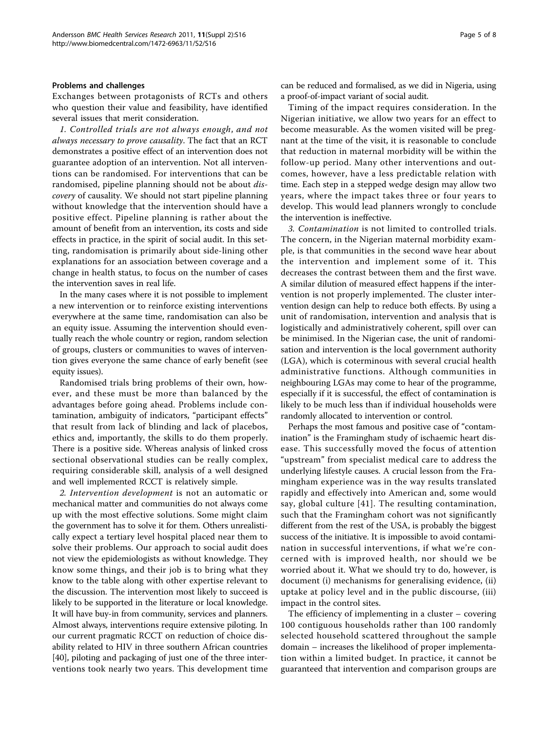#### Problems and challenges

Exchanges between protagonists of RCTs and others who question their value and feasibility, have identified several issues that merit consideration.

*1. Controlled trials are not always enough, and not always necessary to prove causality*. The fact that an RCT demonstrates a positive effect of an intervention does not guarantee adoption of an intervention. Not all interventions can be randomised. For interventions that can be randomised, pipeline planning should not be about *discovery* of causality. We should not start pipeline planning without knowledge that the intervention should have a positive effect. Pipeline planning is rather about the amount of benefit from an intervention, its costs and side effects in practice, in the spirit of social audit. In this setting, randomisation is primarily about side-lining other explanations for an association between coverage and a change in health status, to focus on the number of cases the intervention saves in real life.

In the many cases where it is not possible to implement a new intervention or to reinforce existing interventions everywhere at the same time, randomisation can also be an equity issue. Assuming the intervention should eventually reach the whole country or region, random selection of groups, clusters or communities to waves of intervention gives everyone the same chance of early benefit (see equity issues).

Randomised trials bring problems of their own, however, and these must be more than balanced by the advantages before going ahead. Problems include contamination, ambiguity of indicators, "participant effects" that result from lack of blinding and lack of placebos, ethics and, importantly, the skills to do them properly. There is a positive side. Whereas analysis of linked cross sectional observational studies can be really complex, requiring considerable skill, analysis of a well designed and well implemented RCCT is relatively simple.

*2. Intervention development* is not an automatic or mechanical matter and communities do not always come up with the most effective solutions. Some might claim the government has to solve it for them. Others unrealistically expect a tertiary level hospital placed near them to solve their problems. Our approach to social audit does not view the epidemiologists as without knowledge. They know some things, and their job is to bring what they know to the table along with other expertise relevant to the discussion. The intervention most likely to succeed is likely to be supported in the literature or local knowledge. It will have buy-in from community, services and planners. Almost always, interventions require extensive piloting. In our current pragmatic RCCT on reduction of choice disability related to HIV in three southern African countries [40], piloting and packaging of just one of the three interventions took nearly two years. This development time can be reduced and formalised, as we did in Nigeria, using a proof-of-impact variant of social audit.

Timing of the impact requires consideration. In the Nigerian initiative, we allow two years for an effect to become measurable. As the women visited will be pregnant at the time of the visit, it is reasonable to conclude that reduction in maternal morbidity will be within the follow-up period. Many other interventions and outcomes, however, have a less predictable relation with time. Each step in a stepped wedge design may allow two years, where the impact takes three or four years to develop. This would lead planners wrongly to conclude the intervention is ineffective.

*3. Contamination* is not limited to controlled trials. The concern, in the Nigerian maternal morbidity example, is that communities in the second wave hear about the intervention and implement some of it. This decreases the contrast between them and the first wave. A similar dilution of measured effect happens if the intervention is not properly implemented. The cluster intervention design can help to reduce both effects. By using a unit of randomisation, intervention and analysis that is logistically and administratively coherent, spill over can be minimised. In the Nigerian case, the unit of randomisation and intervention is the local government authority (LGA), which is coterminous with several crucial health administrative functions. Although communities in neighbouring LGAs may come to hear of the programme, especially if it is successful, the effect of contamination is likely to be much less than if individual households were randomly allocated to intervention or control.

Perhaps the most famous and positive case of "contamination" is the Framingham study of ischaemic heart disease. This successfully moved the focus of attention "upstream" from specialist medical care to address the underlying lifestyle causes. A crucial lesson from the Framingham experience was in the way results translated rapidly and effectively into American and, some would say, global culture [41]. The resulting contamination, such that the Framingham cohort was not significantly different from the rest of the USA, is probably the biggest success of the initiative. It is impossible to avoid contamination in successful interventions, if what we're concerned with is improved health, nor should we be worried about it. What we should try to do, however, is document (i) mechanisms for generalising evidence, (ii) uptake at policy level and in the public discourse, (iii) impact in the control sites.

The efficiency of implementing in a cluster – covering 100 contiguous households rather than 100 randomly selected household scattered throughout the sample domain – increases the likelihood of proper implementation within a limited budget. In practice, it cannot be guaranteed that intervention and comparison groups are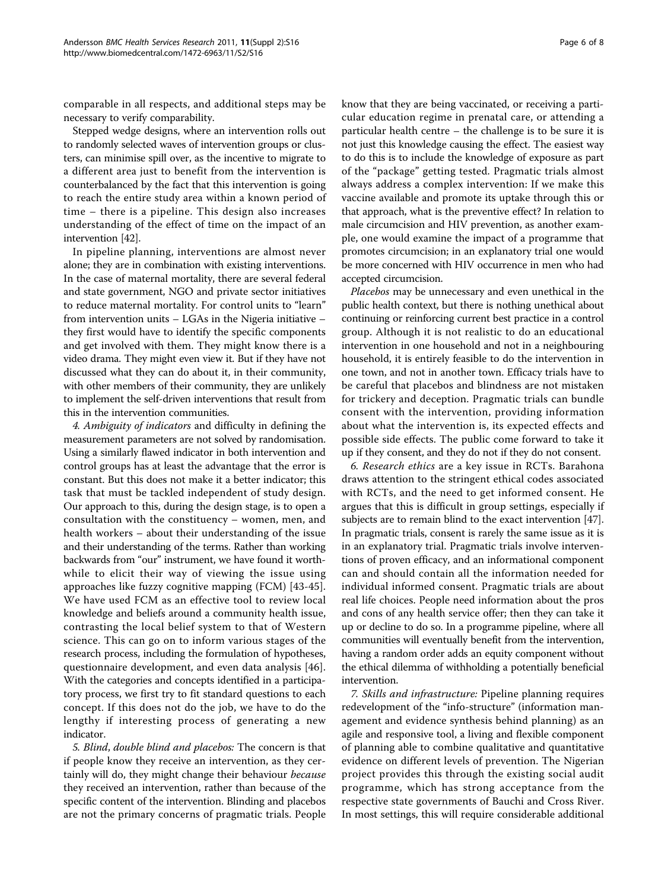comparable in all respects, and additional steps may be necessary to verify comparability.

Stepped wedge designs, where an intervention rolls out to randomly selected waves of intervention groups or clusters, can minimise spill over, as the incentive to migrate to a different area just to benefit from the intervention is counterbalanced by the fact that this intervention is going to reach the entire study area within a known period of time – there is a pipeline. This design also increases understanding of the effect of time on the impact of an intervention [42].

In pipeline planning, interventions are almost never alone; they are in combination with existing interventions. In the case of maternal mortality, there are several federal and state government, NGO and private sector initiatives to reduce maternal mortality. For control units to "learn" from intervention units – LGAs in the Nigeria initiative – they first would have to identify the specific components and get involved with them. They might know there is a video drama. They might even view it. But if they have not discussed what they can do about it, in their community, with other members of their community, they are unlikely to implement the self-driven interventions that result from this in the intervention communities.

4. *Ambiguity of indicators* and difficulty in defining the measurement parameters are not solved by randomisation. Using a similarly flawed indicator in both intervention and control groups has at least the advantage that the error is constant. But this does not make it a better indicator; this task that must be tackled independent of study design. Our approach to this, during the design stage, is to open a consultation with the constituency – women, men, and health workers – about their understanding of the issue and their understanding of the terms. Rather than working backwards from "our" instrument, we have found it worthwhile to elicit their way of viewing the issue using approaches like fuzzy cognitive mapping (FCM) [43-45]. We have used FCM as an effective tool to review local knowledge and beliefs around a community health issue, contrasting the local belief system to that of Western science. This can go on to inform various stages of the research process, including the formulation of hypotheses, questionnaire development, and even data analysis [46]. With the categories and concepts identified in a participatory process, we first try to fit standard questions to each concept. If this does not do the job, we have to do the lengthy if interesting process of generating a new indicator.

5. *Blind, double blind and placebos:* The concern is that if people know they receive an intervention, as they certainly will do, they might change their behaviour *because* they received an intervention, rather than because of the specific content of the intervention. Blinding and placebos are not the primary concerns of pragmatic trials. People know that they are being vaccinated, or receiving a particular education regime in prenatal care, or attending a particular health centre – the challenge is to be sure it is not just this knowledge causing the effect. The easiest way to do this is to include the knowledge of exposure as part of the "package" getting tested. Pragmatic trials almost always address a complex intervention: If we make this vaccine available and promote its uptake through this or that approach, what is the preventive effect? In relation to male circumcision and HIV prevention, as another example, one would examine the impact of a programme that promotes circumcision; in an explanatory trial one would be more concerned with HIV occurrence in men who had accepted circumcision.

*Placebos* may be unnecessary and even unethical in the public health context, but there is nothing unethical about continuing or reinforcing current best practice in a control group. Although it is not realistic to do an educational intervention in one household and not in a neighbouring household, it is entirely feasible to do the intervention in one town, and not in another town. Efficacy trials have to be careful that placebos and blindness are not mistaken for trickery and deception. Pragmatic trials can bundle consent with the intervention, providing information about what the intervention is, its expected effects and possible side effects. The public come forward to take it up if they consent, and they do not if they do not consent.

6. *Research ethics* are a key issue in RCTs. Barahona draws attention to the stringent ethical codes associated with RCTs, and the need to get informed consent. He argues that this is difficult in group settings, especially if subjects are to remain blind to the exact intervention [47]. In pragmatic trials, consent is rarely the same issue as it is in an explanatory trial. Pragmatic trials involve interventions of proven efficacy, and an informational component can and should contain all the information needed for individual informed consent. Pragmatic trials are about real life choices. People need information about the pros and cons of any health service offer; then they can take it up or decline to do so. In a programme pipeline, where all communities will eventually benefit from the intervention, having a random order adds an equity component without the ethical dilemma of withholding a potentially beneficial intervention.

7. *Skills and infrastructure:* Pipeline planning requires redevelopment of the "info-structure" (information management and evidence synthesis behind planning) as an agile and responsive tool, a living and flexible component of planning able to combine qualitative and quantitative evidence on different levels of prevention. The Nigerian project provides this through the existing social audit programme, which has strong acceptance from the respective state governments of Bauchi and Cross River. In most settings, this will require considerable additional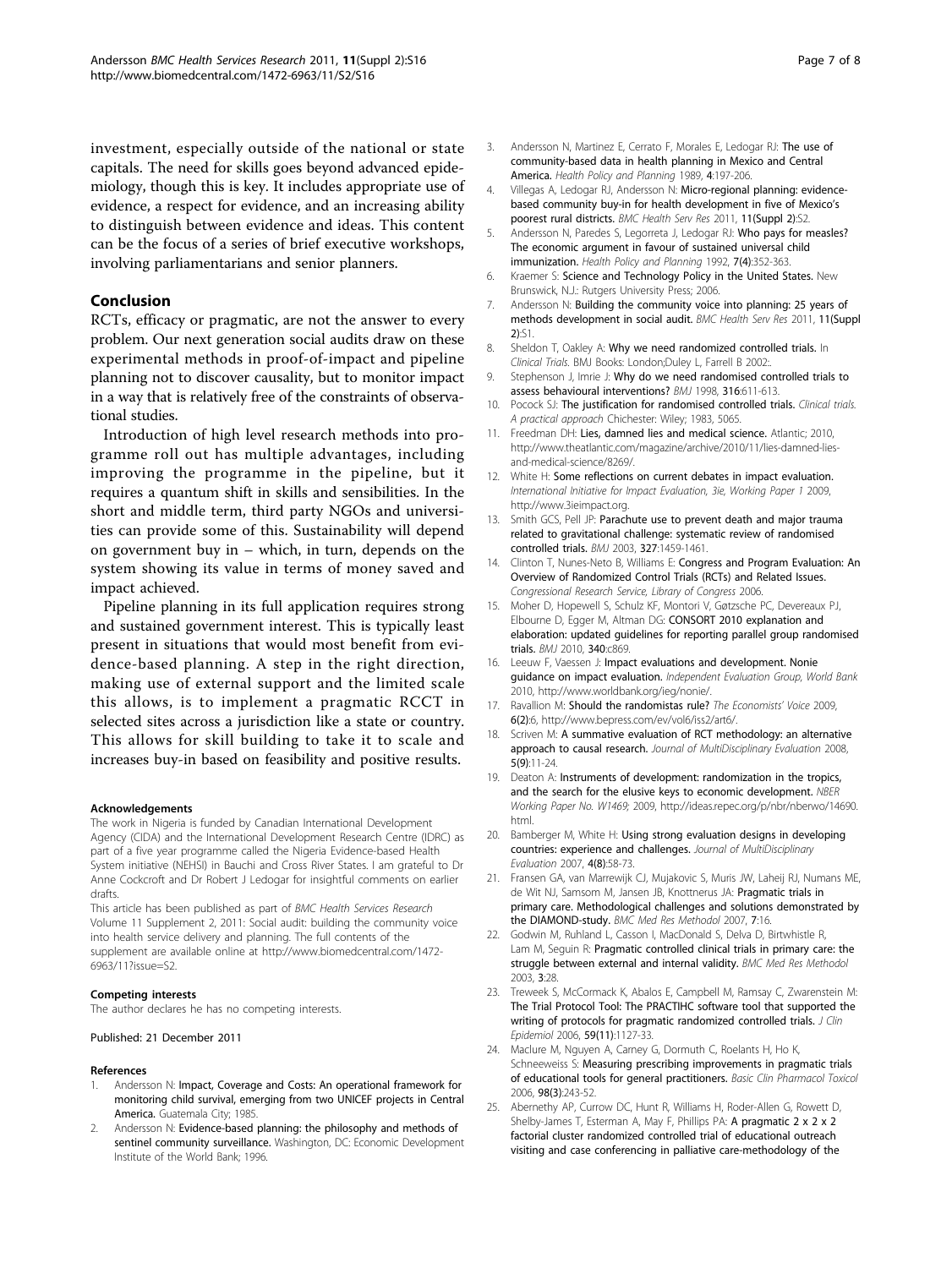investment, especially outside of the national or state capitals. The need for skills goes beyond advanced epidemiology, though this is key. It includes appropriate use of evidence, a respect for evidence, and an increasing ability to distinguish between evidence and ideas. This content can be the focus of a series of brief executive workshops, involving parliamentarians and senior planners.

## Conclusion

RCTs, efficacy or pragmatic, are not the answer to every problem. Our next generation social audits draw on these experimental methods in proof-of-impact and pipeline planning not to discover causality, but to monitor impact in a way that is relatively free of the constraints of observational studies.

Introduction of high level research methods into programme roll out has multiple advantages, including improving the programme in the pipeline, but it requires a quantum shift in skills and sensibilities. In the short and middle term, third party NGOs and universities can provide some of this. Sustainability will depend on government buy in – which, in turn, depends on the system showing its value in terms of money saved and impact achieved.

Pipeline planning in its full application requires strong and sustained government interest. This is typically least present in situations that would most benefit from evidence-based planning. A step in the right direction, making use of external support and the limited scale this allows, is to implement a pragmatic RCCT in selected sites across a jurisdiction like a state or country. This allows for skill building to take it to scale and increases buy-in based on feasibility and positive results.

#### Acknowledgements

The work in Nigeria is funded by Canadian International Development Agency (CIDA) and the International Development Research Centre (IDRC) as part of a five year programme called the Nigeria Evidence-based Health System initiative (NEHSI) in Bauchi and Cross River States. I am grateful to Dr Anne Cockcroft and Dr Robert J Ledogar for insightful comments on earlier drafts.

This article has been published as part of *BMC Health Services Research* Volume 11 Supplement 2, 2011: Social audit: building the community voice into health service delivery and planning. The full contents of the supplement are available online at http://www.biomedcentral.com/1472-6963/11?issue=S2.

#### Competing interests

The author declares he has no competing interests.

Published: 21 December 2011

#### References

1. Andersson N: **Impact, Coverage and Costs: An operational framework for monitoring child survival, emerging from two UNICEF projects in Central America.** Guatemala City; 1985.
2. Andersson N: **Evidence-based planning: the philosophy and methods of sentinel community surveillance.** Washington, DC: Economic Development Institute of the World Bank; 1996.
3. Andersson N, Martinez E, Cerrato F, Morales E, Ledogar RJ: **The use of community-based data in health planning in Mexico and Central America.** *Health Policy and Planning* 1989, **4**:197-206.
4. Villegas A, Ledogar RJ, Andersson N: **Micro-regional planning: evidence-based community buy-in for health development in five of Mexico's poorest rural districts.** *BMC Health Serv Res* 2011, **11(Suppl 2)**:S2.
5. Andersson N, Paredes S, Legorreta J, Ledogar RJ: **Who pays for measles? The economic argument in favour of sustained universal child immunization.** *Health Policy and Planning* 1992, **7(4)**:352-363.
6. Kraemer S: **Science and Technology Policy in the United States.** New Brunswick, N.J.: Rutgers University Press; 2006.
7. Andersson N: **Building the community voice into planning: 25 years of methods development in social audit.** *BMC Health Serv Res* 2011, **11(Suppl 2)**:S1.
8. Sheldon T, Oakley A: **Why we need randomized controlled trials.** In *Clinical Trials.* BMJ Books: London;Duley L, Farrell B 2002:.
9. Stephenson J, Imrie J: **Why do we need randomised controlled trials to assess behavioural interventions?** *BMJ* 1998, **316**:611-613.
10. Pocock SJ: **The justification for randomised controlled trials.** *Clinical trials. A practical approach* Chichester: Wiley; 1983, 5065.
11. Freedman DH: **Lies, damned lies and medical science.** Atlantic; 2010, http://www.theatlantic.com/magazine/archive/2010/11/lies-damned-lies-and-medical-science/8269/.
12. White H: **Some reflections on current debates in impact evaluation.** *International Initiative for Impact Evaluation, 3ie, Working Paper 1* 2009, http://www.3ieimpact.org.
13. Smith GCS, Pell JP: **Parachute use to prevent death and major trauma related to gravitational challenge: systematic review of randomised controlled trials.** *BMJ* 2003, **327**:1459-1461.
14. Clinton T, Nunes-Neto B, Williams E: **Congress and Program Evaluation: An Overview of Randomized Control Trials (RCTs) and Related Issues.** *Congressional Research Service, Library of Congress* 2006.
15. Moher D, Hopewell S, Schulz KF, Montori V, Gøtzsche PC, Devereaux PJ, Elbourne D, Egger M, Altman DG: **CONSORT 2010 explanation and elaboration: updated guidelines for reporting parallel group randomised trials.** *BMJ* 2010, **340**:c869.
16. Leeuw F, Vaessen J: **Impact evaluations and development. Nonie guidance on impact evaluation.** *Independent Evaluation Group, World Bank* 2010, http://www.worldbank.org/ieg/nonie/.
17. Ravallion M: **Should the randomistas rule?** *The Economists' Voice* 2009, **6(2)**:6, http://www.bepress.com/ev/vol6/iss2/art6/.
18. Scriven M: **A summative evaluation of RCT methodology: an alternative approach to causal research.** *Journal of MultiDisciplinary Evaluation* 2008, **5(9)**:11-24.
19. Deaton A: **Instruments of development: randomization in the tropics, and the search for the elusive keys to economic development.** *NBER Working Paper No. W1469;* 2009, http://ideas.repec.org/p/nbr/nberwo/14690.html.
20. Bamberger M, White H: **Using strong evaluation designs in developing countries: experience and challenges.** *Journal of MultiDisciplinary Evaluation* 2007, **4(8)**:58-73.
21. Fransen GA, van Marrewijk CJ, Mujakovic S, Muris JW, Laheij RJ, Numans ME, de Wit NJ, Samsom M, Jansen JB, Knottnerus JA: **Pragmatic trials in primary care. Methodological challenges and solutions demonstrated by the DIAMOND-study.** *BMC Med Res Methodol* 2007, **7**:16.
22. Godwin M, Ruhland L, Casson I, MacDonald S, Delva D, Birtwhistle R, Lam M, Seguin R: **Pragmatic controlled clinical trials in primary care: the struggle between external and internal validity.** *BMC Med Res Methodol* 2003, **3**:28.
23. Treweek S, McCormack K, Abalos E, Campbell M, Ramsay C, Zwarenstein M: **The Trial Protocol Tool: The PRACTIHC software tool that supported the writing of protocols for pragmatic randomized controlled trials.** *J Clin Epidemiol* 2006, **59(11)**:1127-33.
24. Maclure M, Nguyen A, Carney G, Dormuth C, Roelants H, Ho K, Schneeweiss S: **Measuring prescribing improvements in pragmatic trials of educational tools for general practitioners.** *Basic Clin Pharmacol Toxicol* 2006, **98(3)**:243-52.
25. Abernethy AP, Currow DC, Hunt R, Williams H, Roder-Allen G, Rowett D, Shelby-James T, Esterman A, May F, Phillips PA: **A pragmatic 2 x 2 x 2 factorial cluster randomized controlled trial of educational outreach visiting and case conferencing in palliative care-methodology of the**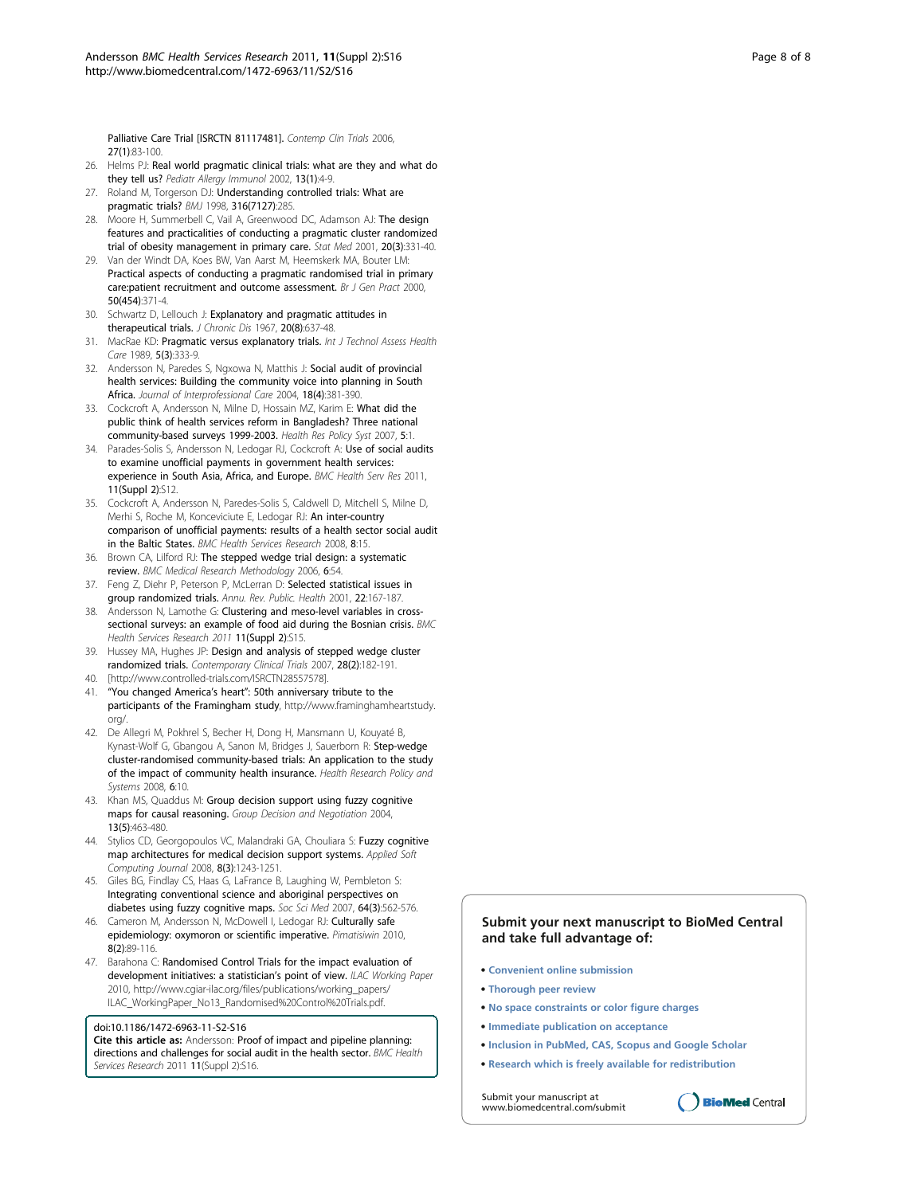Palliative Care Trial [ISRCTN 81117481]. *Contemp Clin Trials* 2006, 27(1):83-100.

26. Helms PJ: **Real world pragmatic clinical trials: what are they and what do they tell us?** *Pediatr Allergy Immunol* 2002, 13(1):4-9.
27. Roland M, Torgerson DJ: **Understanding controlled trials: What are pragmatic trials?** *BMJ* 1998, 316(7127):285.
28. Moore H, Summerbell C, Vail A, Greenwood DC, Adamson AJ: **The design features and practicalities of conducting a pragmatic cluster randomized trial of obesity management in primary care.** *Stat Med* 2001, 20(3):331-40.
29. Van der Windt DA, Koes BW, Van Aarst M, Heemskerk MA, Bouter LM: **Practical aspects of conducting a pragmatic randomised trial in primary care:patient recruitment and outcome assessment.** *Br J Gen Pract* 2000, 50(454):371-4.
30. Schwartz D, Lellouch J: **Explanatory and pragmatic attitudes in therapeutical trials.** *J Chronic Dis* 1967, 20(8):637-48.
31. MacRae KD: **Pragmatic versus explanatory trials.** *Int J Technol Assess Health Care* 1989, 5(3):333-9.
32. Andersson N, Paredes S, Ngxowa N, Matthis J: **Social audit of provincial health services: Building the community voice into planning in South Africa.** *Journal of Interprofessional Care* 2004, 18(4):381-390.
33. Cockcroft A, Andersson N, Milne D, Hossain MZ, Karim E: **What did the public think of health services reform in Bangladesh? Three national community-based surveys 1999-2003.** *Health Res Policy Syst* 2007, 5:1.
34. Parades-Solis S, Andersson N, Ledogar RJ, Cockcroft A: **Use of social audits to examine unofficial payments in government health services: experience in South Asia, Africa, and Europe.** *BMC Health Serv Res* 2011, 11(Suppl 2):S12.
35. Cockcroft A, Andersson N, Paredes-Solis S, Caldwell D, Mitchell S, Milne D, Merhi S, Roche M, Konceviciute E, Ledogar RJ: **An inter-country comparison of unofficial payments: results of a health sector social audit in the Baltic States.** *BMC Health Services Research* 2008, 8:15.
36. Brown CA, Lilford RJ: **The stepped wedge trial design: a systematic review.** *BMC Medical Research Methodology* 2006, 6:54.
37. Feng Z, Diehr P, Peterson P, McLerran D: **Selected statistical issues in group randomized trials.** *Annu. Rev. Public. Health* 2001, 22:167-187.
38. Andersson N, Lamothe G: **Clustering and meso-level variables in cross-sectional surveys: an example of food aid during the Bosnian crisis.** *BMC Health Services Research 2011* 11(Suppl 2):S15.
39. Hussey MA, Hughes JP: **Design and analysis of stepped wedge cluster randomized trials.** *Contemporary Clinical Trials* 2007, 28(2):182-191.
40. [http://www.controlled-trials.com/ISRCTN28557578].
41. **"You changed America's heart": 50th anniversary tribute to the participants of the Framingham study**, http://www.framinghamheartstudy.org/.
42. De Allegri M, Pokhrel S, Becher H, Dong H, Mansmann U, Kouyaté B, Kynast-Wolf G, Gbangou A, Sanon M, Bridges J, Sauerborn R: **Step-wedge cluster-randomised community-based trials: An application to the study of the impact of community health insurance.** *Health Research Policy and Systems* 2008, 6:10.
43. Khan MS, Quaddus M: **Group decision support using fuzzy cognitive maps for causal reasoning.** *Group Decision and Negotiation* 2004, 13(5):463-480.
44. Stylios CD, Georgopoulos VC, Malandraki GA, Chouliara S: **Fuzzy cognitive map architectures for medical decision support systems.** *Applied Soft Computing Journal* 2008, 8(3):1243-1251.
45. Giles BG, Findlay CS, Haas G, LaFrance B, Laughing W, Pembleton S: **Integrating conventional science and aboriginal perspectives on diabetes using fuzzy cognitive maps.** *Soc Sci Med* 2007, 64(3):562-576.
46. Cameron M, Andersson N, McDowell I, Ledogar RJ: **Culturally safe epidemiology: oxymoron or scientific imperative.** *Pimatisiwin* 2010, 8(2):89-116.
47. Barahona C: **Randomised Control Trials for the impact evaluation of development initiatives: a statistician's point of view.** *ILAC Working Paper* 2010, http://www.cgiar-ilac.org/files/publications/working_papers/ILAC_WorkingPaper_No13_Randomised%20Control%20Trials.pdf.

doi:10.1186/1472-6963-11-S2-S16

**Cite this article as:** Andersson: Proof of impact and pipeline planning: directions and challenges for social audit in the health sector. *BMC Health Services Research* 2011 11(Suppl 2):S16.

**Submit your next manuscript to BioMed Central and take full advantage of:**

- Convenient online submission
- Thorough peer review
- No space constraints or color figure charges
- Immediate publication on acceptance
- Inclusion in PubMed, CAS, Scopus and Google Scholar
- Research which is freely available for redistribution

Submit your manuscript at www.biomedcentral.com/submit

BioMed Central